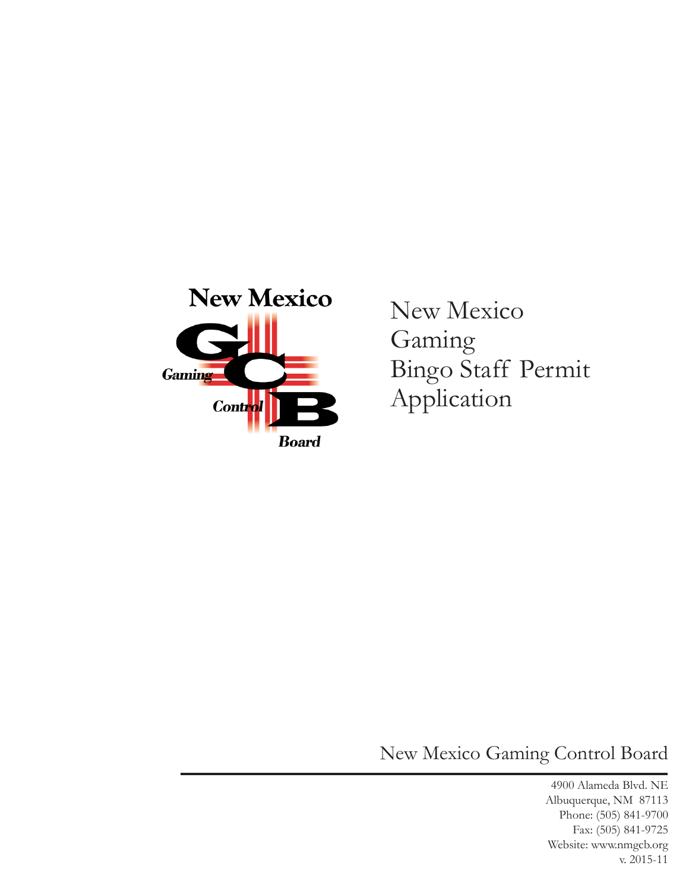New Mexico

Gaming

Control

Board

# New Mexico Gaming Bingo Staff Permit Application

## New Mexico Gaming Control Board

4900 Alameda Blvd. NE
Albuquerque, NM 87113
Phone: (505) 841-9700
Fax: (505) 841-9725
Website: www.nmgcb.org
v. 2015-11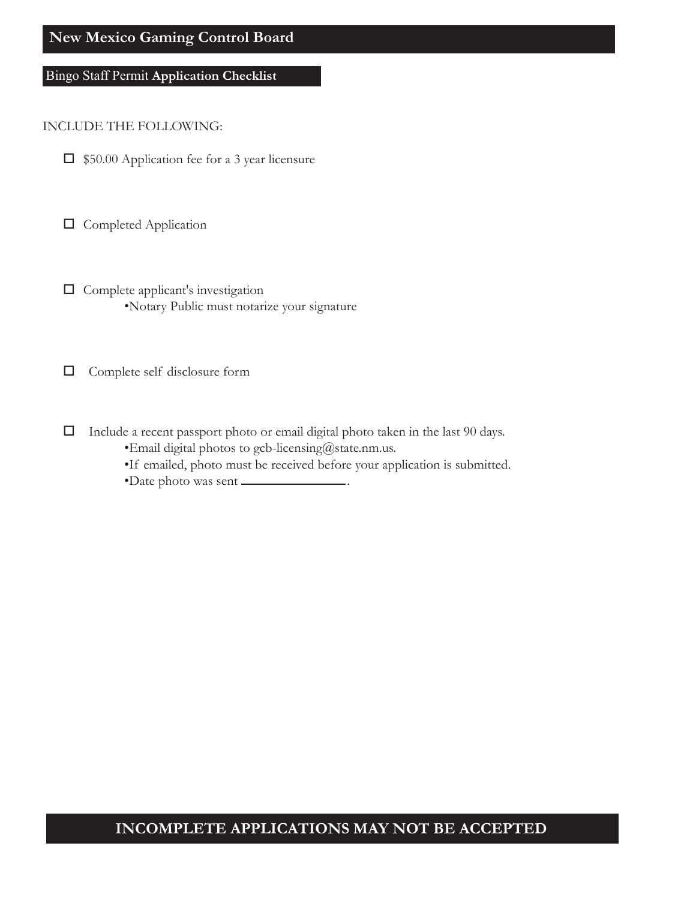# New Mexico Gaming Control Board

## Bingo Staff Permit **Application Checklist**

INCLUDE THE FOLLOWING:

- ☐ $50.00 Application fee for a 3 year licensure
- ☐ Completed Application
- ☐ Complete applicant's investigation
  - •Notary Public must notarize your signature
- ☐ Complete self disclosure form
- ☐ Include a recent passport photo or email digital photo taken in the last 90 days.
  - •Email digital photos to gcb-licensing@state.nm.us.
  - •If emailed, photo must be received before your application is submitted.
  - •Date photo was sent \_\_\_\_\_\_\_\_\_\_\_\_\_\_\_\_.

**INCOMPLETE APPLICATIONS MAY NOT BE ACCEPTED**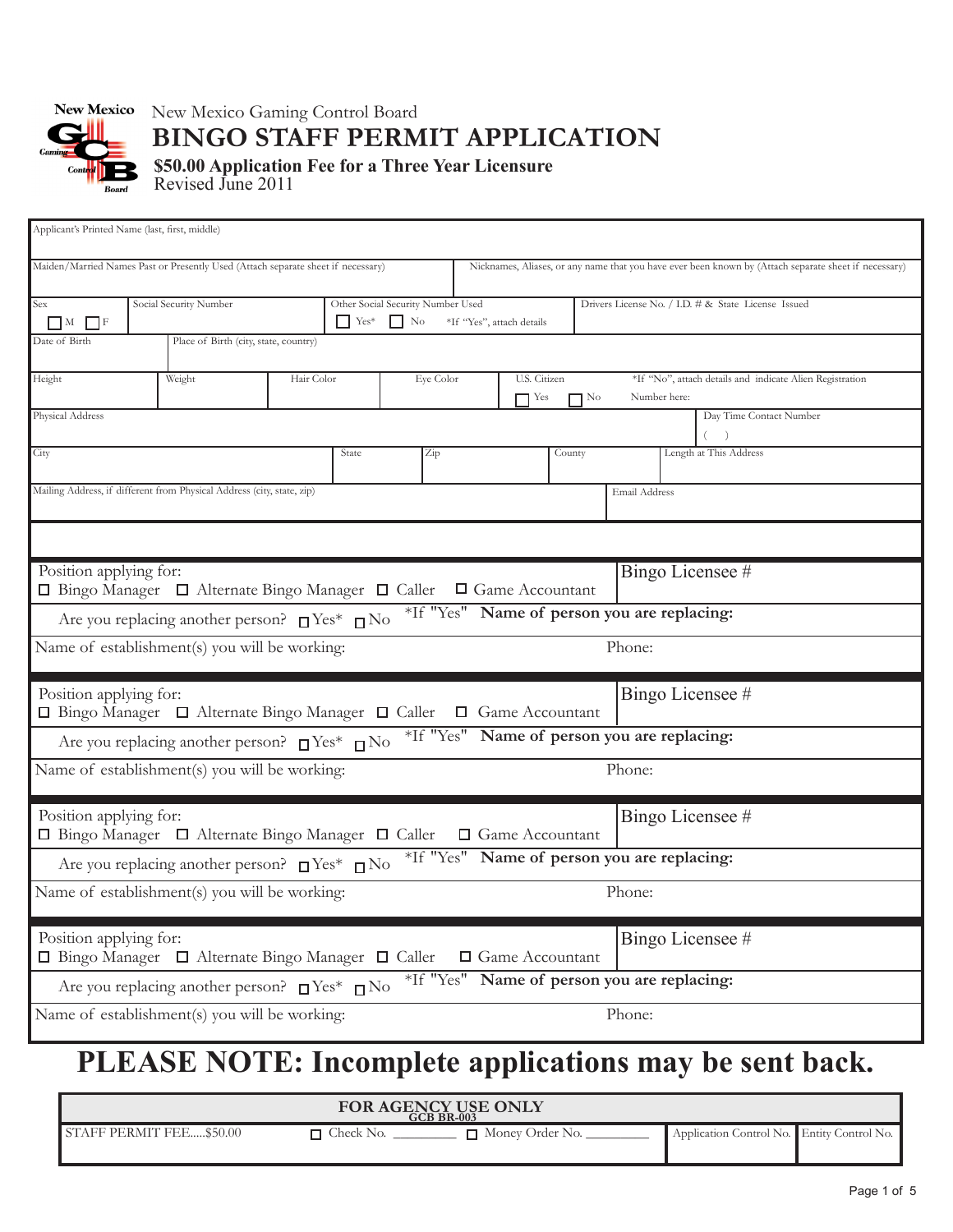New Mexico Gaming Control Board

# BINGO STAFF PERMIT APPLICATION

**$50.00 Application Fee for a Three Year Licensure**

Revised June 2011

| Applicant's Printed Name (last, first, middle) | | | |
|---|---|---|---|
| Maiden/Married Names Past or Presently Used (Attach separate sheet if necessary) | | Nicknames, Aliases, or any name that you have ever been known by (Attach separate sheet if necessary) | |
| Sex ☐ M ☐ F | Social Security Number | Other Social Security Number Used ☐ Yes* ☐ No *If "Yes", attach details | Drivers License No. / I.D. # & State License Issued |
| Date of Birth | Place of Birth (city, state, country) | | |

| Height | Weight | Hair Color | Eye Color | U.S. Citizen ☐ Yes ☐ No | *If "No", attach details and indicate Alien Registration Number here: |
|---|---|---|---|---|---|

| Physical Address | | | | | Day Time Contact Number ( ) |
|---|---|---|---|---|---|
| City | State | Zip | County | Length at This Address | |
| Mailing Address, if different from Physical Address (city, state, zip) | | | | Email Address | |

Position applying for:
☐ Bingo Manager ☐ Alternate Bingo Manager ☐ Caller ☐ Game Accountant

Bingo Licensee #

Are you replacing another person? ☐ Yes* ☐ No *If "Yes" **Name of person you are replacing:**

Name of establishment(s) you will be working: Phone:

Position applying for:
☐ Bingo Manager ☐ Alternate Bingo Manager ☐ Caller ☐ Game Accountant

Bingo Licensee #

Are you replacing another person? ☐ Yes* ☐ No *If "Yes" **Name of person you are replacing:**

Name of establishment(s) you will be working: Phone:

Position applying for:
☐ Bingo Manager ☐ Alternate Bingo Manager ☐ Caller ☐ Game Accountant

Bingo Licensee #

Are you replacing another person? ☐ Yes* ☐ No *If "Yes" **Name of person you are replacing:**

Name of establishment(s) you will be working: Phone:

Position applying for:
☐ Bingo Manager ☐ Alternate Bingo Manager ☐ Caller ☐ Game Accountant

Bingo Licensee #

Are you replacing another person? ☐ Yes* ☐ No *If "Yes" **Name of person you are replacing:**

Name of establishment(s) you will be working: Phone:

# PLEASE NOTE: Incomplete applications may be sent back.

| FOR AGENCY USE ONLY GCB BR-003 | | | |
|---|---|---|---|
| STAFF PERMIT FEE.....$50.00 | ☐ Check No. _________ ☐ Money Order No. _________ | Application Control No. | Entity Control No. |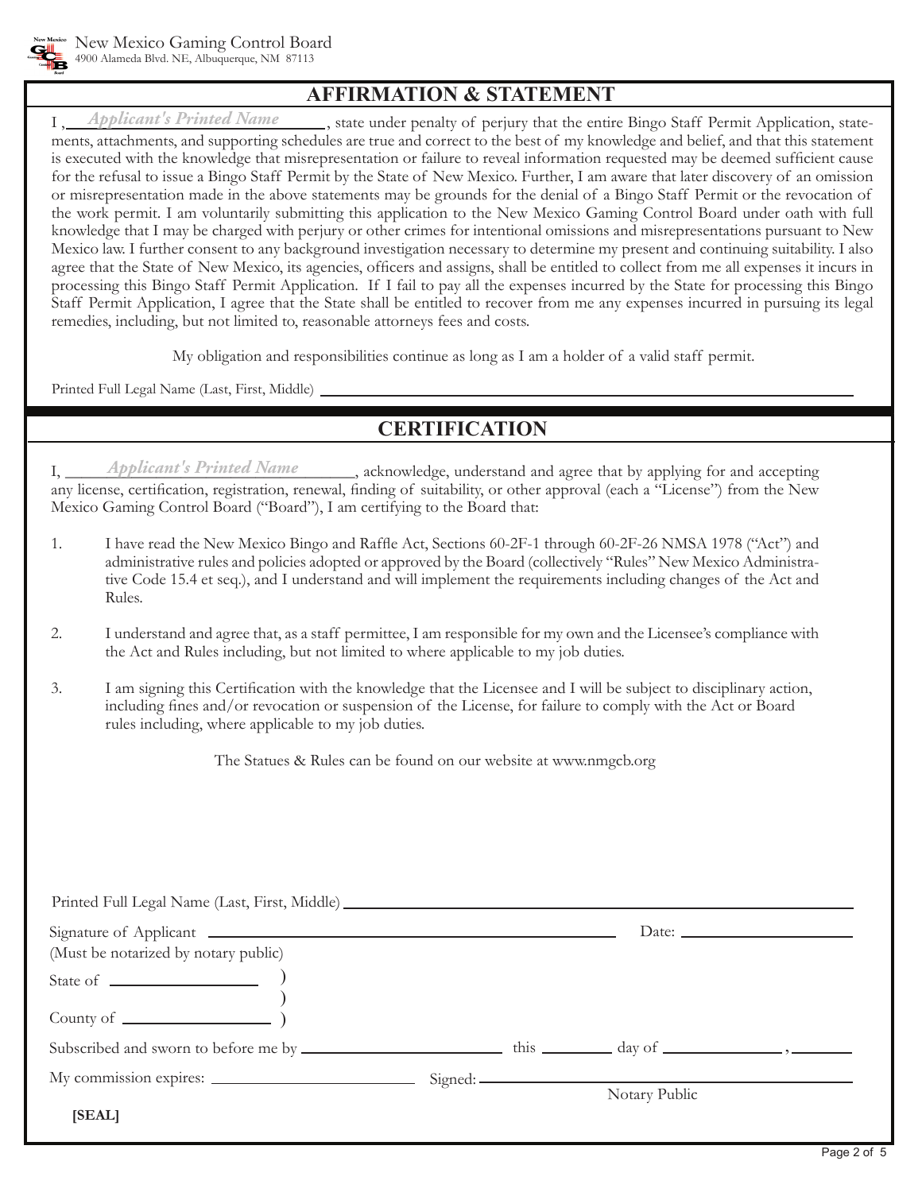New Mexico Gaming Control Board
4900 Alameda Blvd. NE, Albuquerque, NM 87113

## AFFIRMATION & STATEMENT

I , *Applicant's Printed Name*, state under penalty of perjury that the entire Bingo Staff Permit Application, statements, attachments, and supporting schedules are true and correct to the best of my knowledge and belief, and that this statement is executed with the knowledge that misrepresentation or failure to reveal information requested may be deemed sufficient cause for the refusal to issue a Bingo Staff Permit by the State of New Mexico. Further, I am aware that later discovery of an omission or misrepresentation made in the above statements may be grounds for the denial of a Bingo Staff Permit or the revocation of the work permit. I am voluntarily submitting this application to the New Mexico Gaming Control Board under oath with full knowledge that I may be charged with perjury or other crimes for intentional omissions and misrepresentations pursuant to New Mexico law. I further consent to any background investigation necessary to determine my present and continuing suitability. I also agree that the State of New Mexico, its agencies, officers and assigns, shall be entitled to collect from me all expenses it incurs in processing this Bingo Staff Permit Application. If I fail to pay all the expenses incurred by the State for processing this Bingo Staff Permit Application, I agree that the State shall be entitled to recover from me any expenses incurred in pursuing its legal remedies, including, but not limited to, reasonable attorneys fees and costs.

My obligation and responsibilities continue as long as I am a holder of a valid staff permit.

Printed Full Legal Name (Last, First, Middle) ______________________________

## CERTIFICATION

I, *Applicant's Printed Name*, acknowledge, understand and agree that by applying for and accepting any license, certification, registration, renewal, finding of suitability, or other approval (each a "License") from the New Mexico Gaming Control Board ("Board"), I am certifying to the Board that:

1. I have read the New Mexico Bingo and Raffle Act, Sections 60-2F-1 through 60-2F-26 NMSA 1978 ("Act") and administrative rules and policies adopted or approved by the Board (collectively "Rules" New Mexico Administrative Code 15.4 et seq.), and I understand and will implement the requirements including changes of the Act and Rules.

2. I understand and agree that, as a staff permittee, I am responsible for my own and the Licensee's compliance with the Act and Rules including, but not limited to where applicable to my job duties.

3. I am signing this Certification with the knowledge that the Licensee and I will be subject to disciplinary action, including fines and/or revocation or suspension of the License, for failure to comply with the Act or Board rules including, where applicable to my job duties.

The Statues & Rules can be found on our website at www.nmgcb.org

Printed Full Legal Name (Last, First, Middle) ______________________________

Signature of Applicant ______________________________ Date: ______________
(Must be notarized by notary public)

State of ______________ )
)
County of ______________ )

Subscribed and sworn to before me by ______________ this ________ day of ______________, ________

My commission expires: ______________ Signed: ______________________________
Notary Public

**[SEAL]**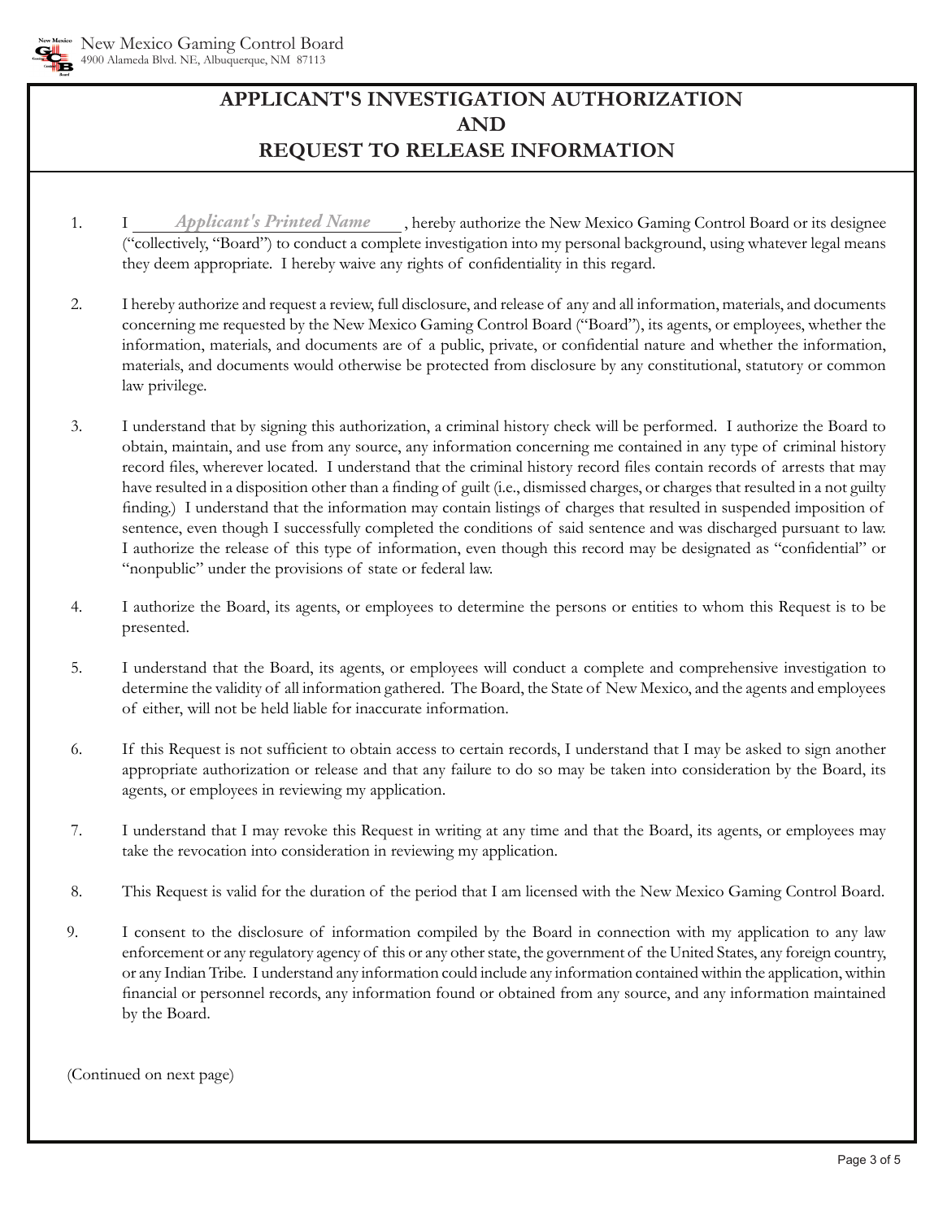New Mexico Gaming Control Board
4900 Alameda Blvd. NE, Albuquerque, NM 87113

# APPLICANT'S INVESTIGATION AUTHORIZATION AND REQUEST TO RELEASE INFORMATION

1. I *Applicant's Printed Name* , hereby authorize the New Mexico Gaming Control Board or its designee ("collectively, "Board") to conduct a complete investigation into my personal background, using whatever legal means they deem appropriate. I hereby waive any rights of confidentiality in this regard.

2. I hereby authorize and request a review, full disclosure, and release of any and all information, materials, and documents concerning me requested by the New Mexico Gaming Control Board ("Board"), its agents, or employees, whether the information, materials, and documents are of a public, private, or confidential nature and whether the information, materials, and documents would otherwise be protected from disclosure by any constitutional, statutory or common law privilege.

3. I understand that by signing this authorization, a criminal history check will be performed. I authorize the Board to obtain, maintain, and use from any source, any information concerning me contained in any type of criminal history record files, wherever located. I understand that the criminal history record files contain records of arrests that may have resulted in a disposition other than a finding of guilt (i.e., dismissed charges, or charges that resulted in a not guilty finding.) I understand that the information may contain listings of charges that resulted in suspended imposition of sentence, even though I successfully completed the conditions of said sentence and was discharged pursuant to law. I authorize the release of this type of information, even though this record may be designated as "confidential" or "nonpublic" under the provisions of state or federal law.

4. I authorize the Board, its agents, or employees to determine the persons or entities to whom this Request is to be presented.

5. I understand that the Board, its agents, or employees will conduct a complete and comprehensive investigation to determine the validity of all information gathered. The Board, the State of New Mexico, and the agents and employees of either, will not be held liable for inaccurate information.

6. If this Request is not sufficient to obtain access to certain records, I understand that I may be asked to sign another appropriate authorization or release and that any failure to do so may be taken into consideration by the Board, its agents, or employees in reviewing my application.

7. I understand that I may revoke this Request in writing at any time and that the Board, its agents, or employees may take the revocation into consideration in reviewing my application.

8. This Request is valid for the duration of the period that I am licensed with the New Mexico Gaming Control Board.

9. I consent to the disclosure of information compiled by the Board in connection with my application to any law enforcement or any regulatory agency of this or any other state, the government of the United States, any foreign country, or any Indian Tribe. I understand any information could include any information contained within the application, within financial or personnel records, any information found or obtained from any source, and any information maintained by the Board.

(Continued on next page)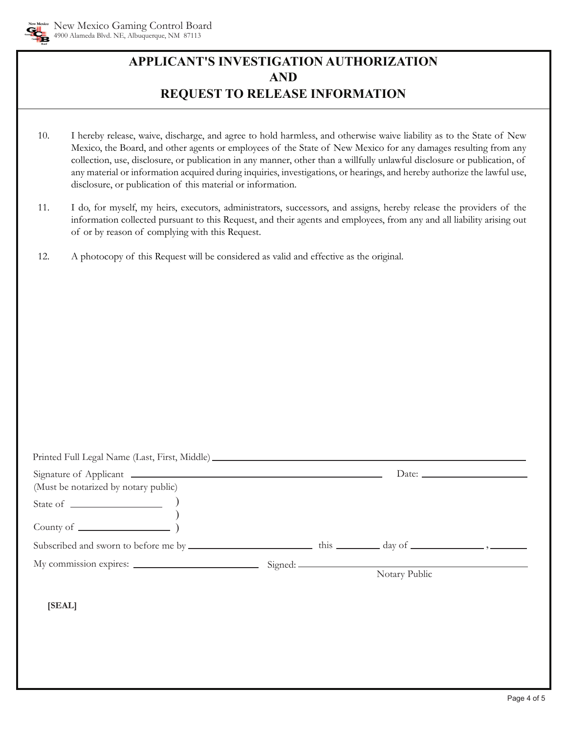# APPLICANT'S INVESTIGATION AUTHORIZATION AND REQUEST TO RELEASE INFORMATION

10. I hereby release, waive, discharge, and agree to hold harmless, and otherwise waive liability as to the State of New Mexico, the Board, and other agents or employees of the State of New Mexico for any damages resulting from any collection, use, disclosure, or publication in any manner, other than a willfully unlawful disclosure or publication, of any material or information acquired during inquiries, investigations, or hearings, and hereby authorize the lawful use, disclosure, or publication of this material or information.

11. I do, for myself, my heirs, executors, administrators, successors, and assigns, hereby release the providers of the information collected pursuant to this Request, and their agents and employees, from any and all liability arising out of or by reason of complying with this Request.

12. A photocopy of this Request will be considered as valid and effective as the original.

Printed Full Legal Name (Last, First, Middle) ____________________________________________

Signature of Applicant ____________________________________________ Date: ____________________
(Must be notarized by notary public)

State of ____________________ )
)
County of ____________________ )

Subscribed and sworn to before me by ____________________ this ________ day of ______________ , ________

My commission expires: ____________________ Signed: ____________________________________
Notary Public

**[SEAL]**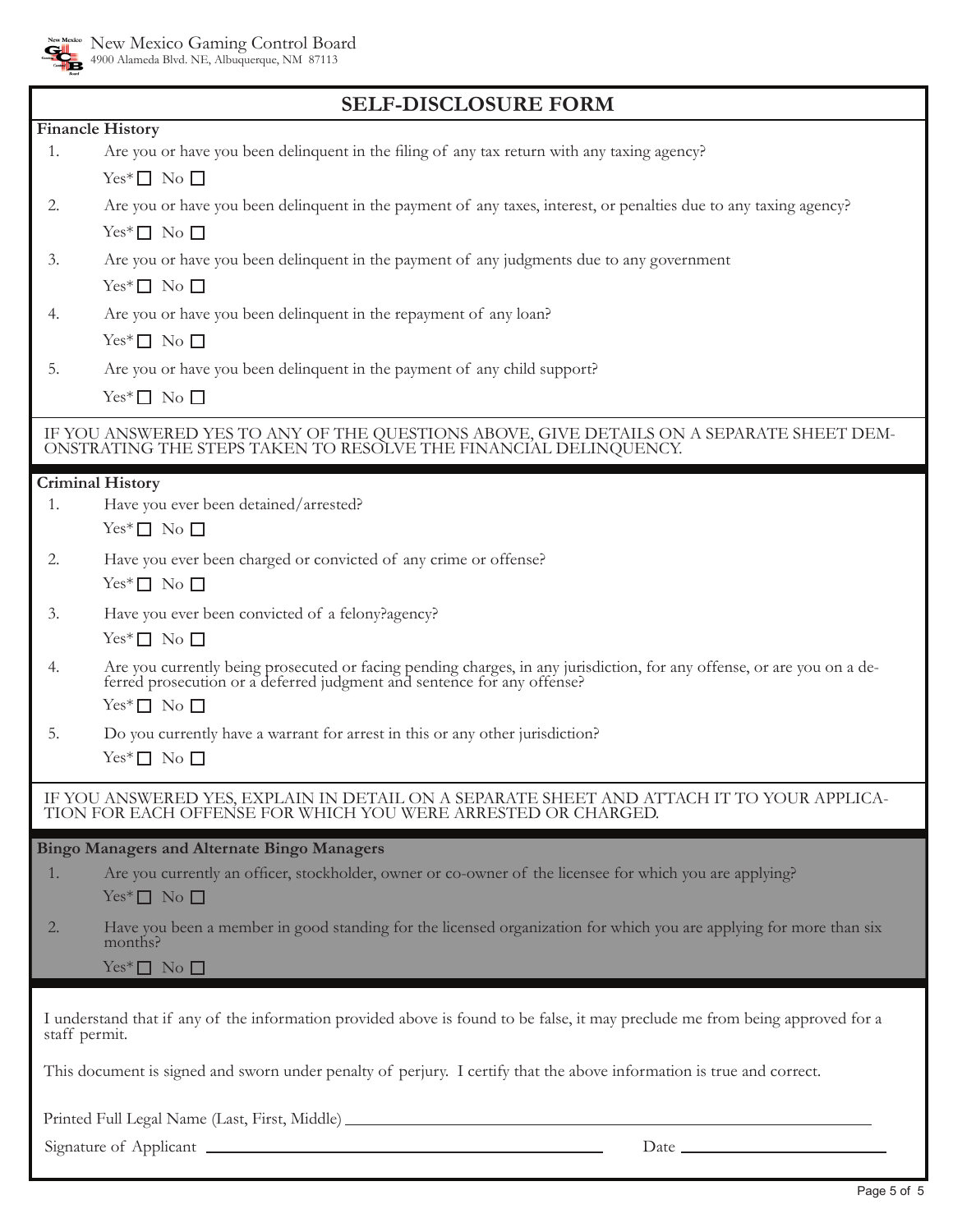New Mexico Gaming Control Board
4900 Alameda Blvd. NE, Albuquerque, NM 87113

# SELF-DISCLOSURE FORM

**Financle History**

1. Are you or have you been delinquent in the filing of any tax return with any taxing agency?

   Yes* ☐ No ☐

2. Are you or have you been delinquent in the payment of any taxes, interest, or penalties due to any taxing agency?

   Yes* ☐ No ☐

3. Are you or have you been delinquent in the payment of any judgments due to any government

   Yes* ☐ No ☐

4. Are you or have you been delinquent in the repayment of any loan?

   Yes* ☐ No ☐

5. Are you or have you been delinquent in the payment of any child support?

   Yes* ☐ No ☐

IF YOU ANSWERED YES TO ANY OF THE QUESTIONS ABOVE, GIVE DETAILS ON A SEPARATE SHEET DEMONSTRATING THE STEPS TAKEN TO RESOLVE THE FINANCIAL DELINQUENCY.

**Criminal History**

1. Have you ever been detained/arrested?

   Yes* ☐ No ☐

2. Have you ever been charged or convicted of any crime or offense?

   Yes* ☐ No ☐

3. Have you ever been convicted of a felony?agency?

   Yes* ☐ No ☐

4. Are you currently being prosecuted or facing pending charges, in any jurisdiction, for any offense, or are you on a deferred prosecution or a deferred judgment and sentence for any offense?

   Yes* ☐ No ☐

5. Do you currently have a warrant for arrest in this or any other jurisdiction?

   Yes* ☐ No ☐

IF YOU ANSWERED YES, EXPLAIN IN DETAIL ON A SEPARATE SHEET AND ATTACH IT TO YOUR APPLICATION FOR EACH OFFENSE FOR WHICH YOU WERE ARRESTED OR CHARGED.

**Bingo Managers and Alternate Bingo Managers**

1. Are you currently an officer, stockholder, owner or co-owner of the licensee for which you are applying?

   Yes* ☐ No ☐

2. Have you been a member in good standing for the licensed organization for which you are applying for more than six months?

   Yes* ☐ No ☐

I understand that if any of the information provided above is found to be false, it may preclude me from being approved for a staff permit.

This document is signed and sworn under penalty of perjury. I certify that the above information is true and correct.

Printed Full Legal Name (Last, First, Middle) ______________________________

Signature of Applicant ______________________________ Date ______________